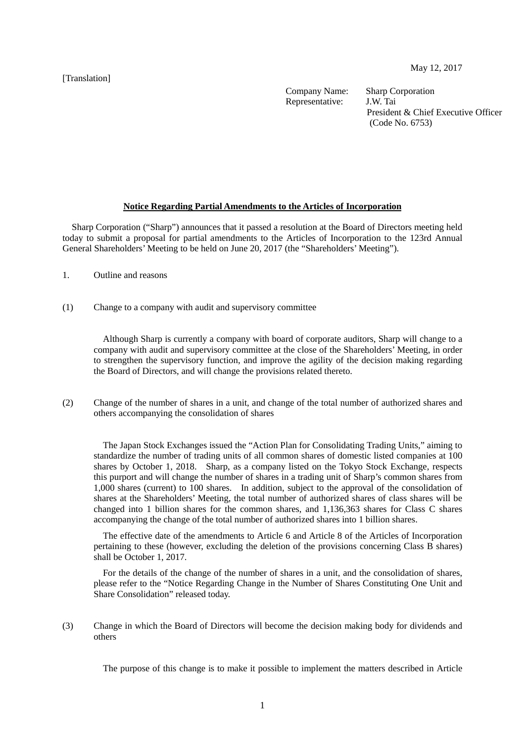[Translation]

May 12, 2017

Company Name: Sharp Corporation
Representative: J.W. Tai
President & Chief Executive Officer
(Code No. 6753)

## Notice Regarding Partial Amendments to the Articles of Incorporation

Sharp Corporation ("Sharp") announces that it passed a resolution at the Board of Directors meeting held today to submit a proposal for partial amendments to the Articles of Incorporation to the 123rd Annual General Shareholders' Meeting to be held on June 20, 2017 (the "Shareholders' Meeting").

1. Outline and reasons

(1) Change to a company with audit and supervisory committee

Although Sharp is currently a company with board of corporate auditors, Sharp will change to a company with audit and supervisory committee at the close of the Shareholders' Meeting, in order to strengthen the supervisory function, and improve the agility of the decision making regarding the Board of Directors, and will change the provisions related thereto.

(2) Change of the number of shares in a unit, and change of the total number of authorized shares and others accompanying the consolidation of shares

The Japan Stock Exchanges issued the "Action Plan for Consolidating Trading Units," aiming to standardize the number of trading units of all common shares of domestic listed companies at 100 shares by October 1, 2018. Sharp, as a company listed on the Tokyo Stock Exchange, respects this purport and will change the number of shares in a trading unit of Sharp's common shares from 1,000 shares (current) to 100 shares. In addition, subject to the approval of the consolidation of shares at the Shareholders' Meeting, the total number of authorized shares of class shares will be changed into 1 billion shares for the common shares, and 1,136,363 shares for Class C shares accompanying the change of the total number of authorized shares into 1 billion shares.

The effective date of the amendments to Article 6 and Article 8 of the Articles of Incorporation pertaining to these (however, excluding the deletion of the provisions concerning Class B shares) shall be October 1, 2017.

For the details of the change of the number of shares in a unit, and the consolidation of shares, please refer to the "Notice Regarding Change in the Number of Shares Constituting One Unit and Share Consolidation" released today.

(3) Change in which the Board of Directors will become the decision making body for dividends and others

The purpose of this change is to make it possible to implement the matters described in Article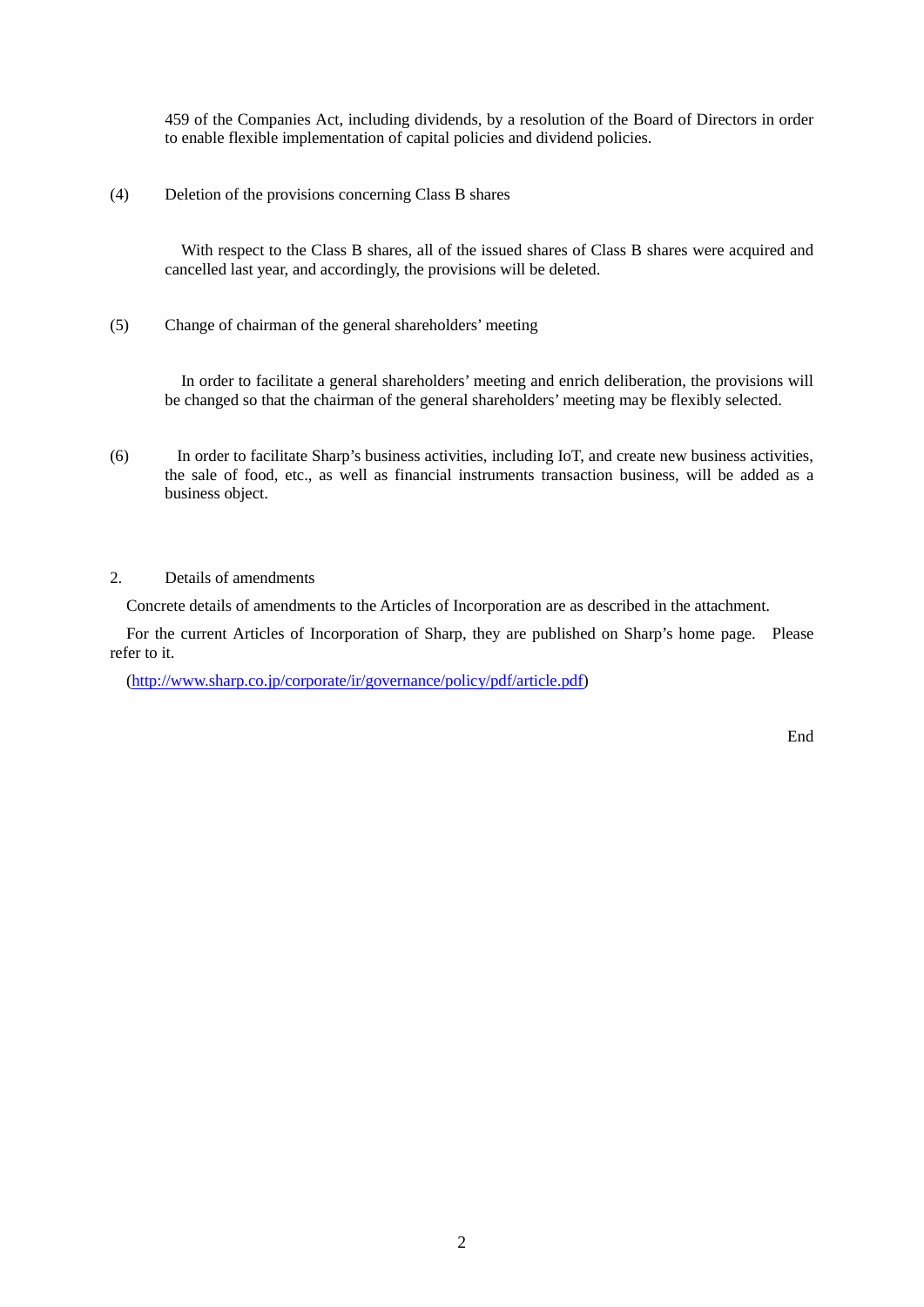459 of the Companies Act, including dividends, by a resolution of the Board of Directors in order to enable flexible implementation of capital policies and dividend policies.

(4) Deletion of the provisions concerning Class B shares

With respect to the Class B shares, all of the issued shares of Class B shares were acquired and cancelled last year, and accordingly, the provisions will be deleted.

(5) Change of chairman of the general shareholders' meeting

In order to facilitate a general shareholders' meeting and enrich deliberation, the provisions will be changed so that the chairman of the general shareholders' meeting may be flexibly selected.

(6) In order to facilitate Sharp's business activities, including IoT, and create new business activities, the sale of food, etc., as well as financial instruments transaction business, will be added as a business object.

2. Details of amendments

Concrete details of amendments to the Articles of Incorporation are as described in the attachment.

For the current Articles of Incorporation of Sharp, they are published on Sharp's home page. Please refer to it.

(http://www.sharp.co.jp/corporate/ir/governance/policy/pdf/article.pdf)

End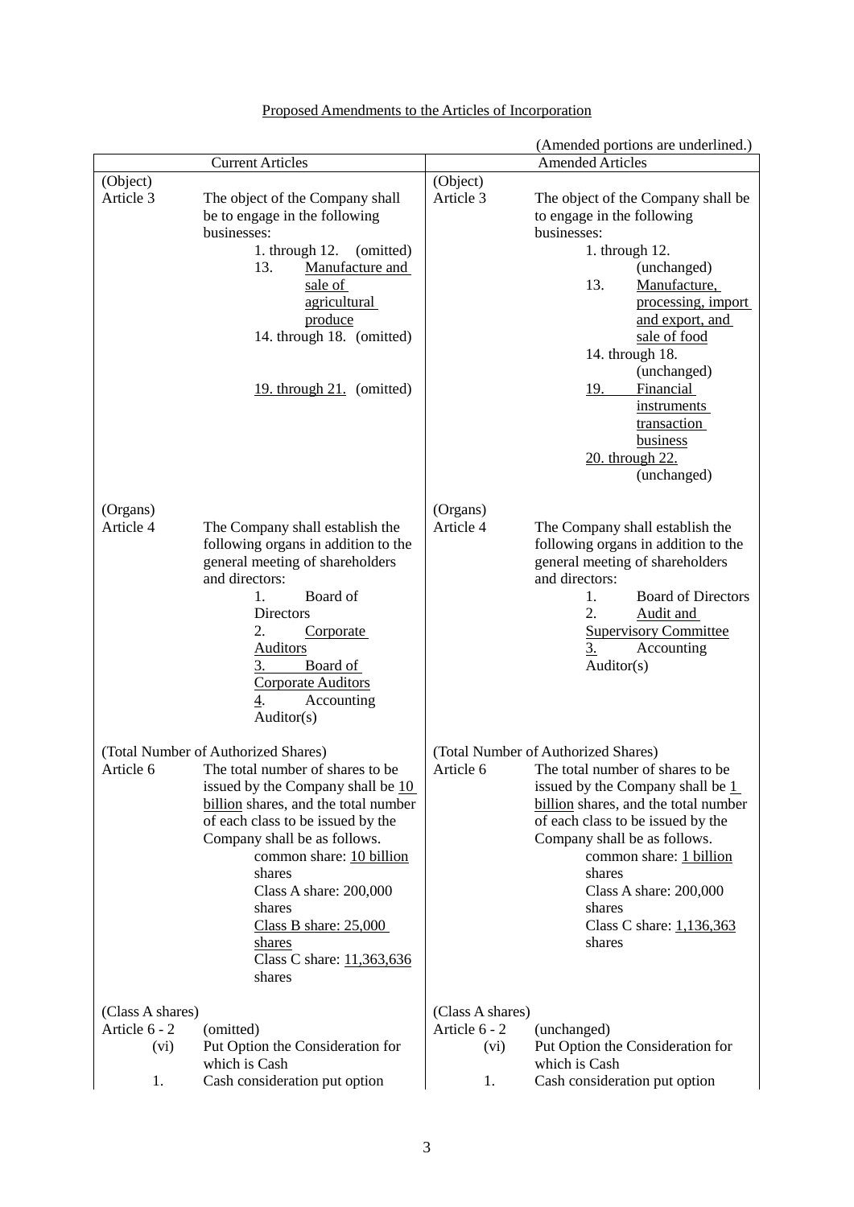Proposed Amendments to the Articles of Incorporation

(Amended portions are underlined.)

| Current Articles | Amended Articles |
|---|---|
| (Object)<br>Article 3 The object of the Company shall be to engage in the following businesses:<br>1. through 12. (omitted)<br>13. Manufacture and sale of agricultural produce<br>14. through 18. (omitted)<br>19. through 21. (omitted) | (Object)<br>Article 3 The object of the Company shall be to engage in the following businesses:<br>1. through 12. (unchanged)<br>13. Manufacture, processing, import and export, and sale of food<br>14. through 18. (unchanged)<br>19. Financial instruments transaction business<br>20. through 22. (unchanged) |
| (Organs)<br>Article 4 The Company shall establish the following organs in addition to the general meeting of shareholders and directors:<br>1. Board of Directors<br>2. Corporate Auditors<br>3. Board of Corporate Auditors<br>4. Accounting Auditor(s) | (Organs)<br>Article 4 The Company shall establish the following organs in addition to the general meeting of shareholders and directors:<br>1. Board of Directors<br>2. Audit and Supervisory Committee<br>3. Accounting Auditor(s) |
| (Total Number of Authorized Shares)<br>Article 6 The total number of shares to be issued by the Company shall be 10 billion shares, and the total number of each class to be issued by the Company shall be as follows.<br>common share: 10 billion shares<br>Class A share: 200,000 shares<br>Class B share: 25,000 shares<br>Class C share: 11,363,636 shares | (Total Number of Authorized Shares)<br>Article 6 The total number of shares to be issued by the Company shall be 1 billion shares, and the total number of each class to be issued by the Company shall be as follows.<br>common share: 1 billion shares<br>Class A share: 200,000 shares<br>Class C share: 1,136,363 shares |
| (Class A shares)<br>Article 6 - 2 (omitted)<br>(vi) Put Option the Consideration for which is Cash<br>1. Cash consideration put option | (Class A shares)<br>Article 6 - 2 (unchanged)<br>(vi) Put Option the Consideration for which is Cash<br>1. Cash consideration put option |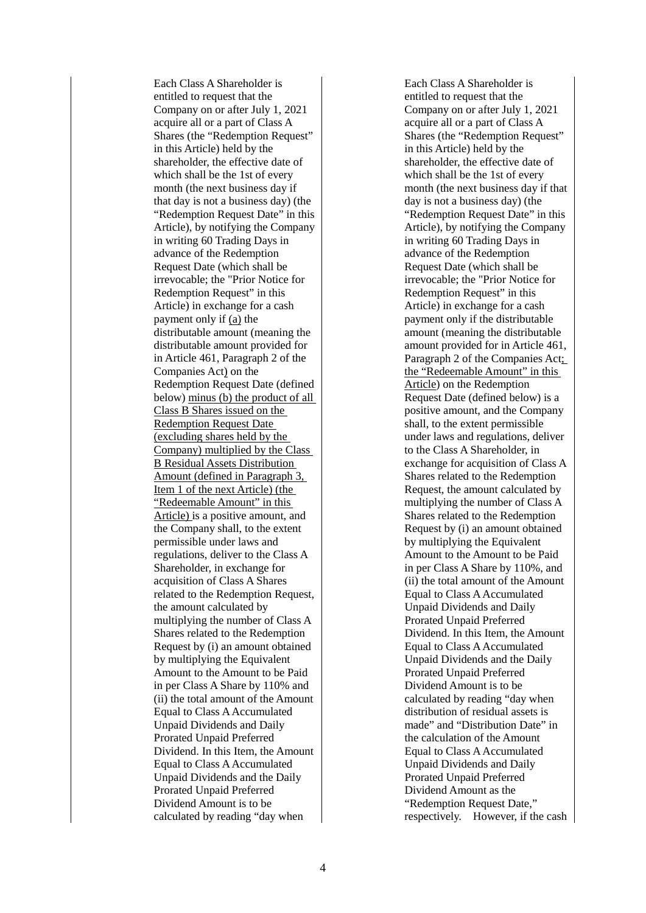| | | |
|---|---|---|
| | Each Class A Shareholder is entitled to request that the Company on or after July 1, 2021 acquire all or a part of Class A Shares (the "Redemption Request" in this Article) held by the shareholder, the effective date of which shall be the 1st of every month (the next business day if that day is not a business day) (the "Redemption Request Date" in this Article), by notifying the Company in writing 60 Trading Days in advance of the Redemption Request Date (which shall be irrevocable; the "Prior Notice for Redemption Request" in this Article) in exchange for a cash payment only if (a) the distributable amount (meaning the distributable amount provided for in Article 461, Paragraph 2 of the Companies Act) on the Redemption Request Date (defined below) minus (b) the product of all Class B Shares issued on the Redemption Request Date (excluding shares held by the Company) multiplied by the Class B Residual Assets Distribution Amount (defined in Paragraph 3, Item 1 of the next Article) (the "Redeemable Amount" in this Article) is a positive amount, and the Company shall, to the extent permissible under laws and regulations, deliver to the Class A Shareholder, in exchange for acquisition of Class A Shares related to the Redemption Request, the amount calculated by multiplying the number of Class A Shares related to the Redemption Request by (i) an amount obtained by multiplying the Equivalent Amount to the Amount to be Paid in per Class A Share by 110% and (ii) the total amount of the Amount Equal to Class A Accumulated Unpaid Dividends and Daily Prorated Unpaid Preferred Dividend. In this Item, the Amount Equal to Class A Accumulated Unpaid Dividends and the Daily Prorated Unpaid Preferred Dividend Amount is to be calculated by reading "day when | Each Class A Shareholder is entitled to request that the Company on or after July 1, 2021 acquire all or a part of Class A Shares (the "Redemption Request" in this Article) held by the shareholder, the effective date of which shall be the 1st of every month (the next business day if that day is not a business day) (the "Redemption Request Date" in this Article), by notifying the Company in writing 60 Trading Days in advance of the Redemption Request Date (which shall be irrevocable; the "Prior Notice for Redemption Request" in this Article) in exchange for a cash payment only if the distributable amount (meaning the distributable amount provided for in Article 461, Paragraph 2 of the Companies Act; the "Redeemable Amount" in this Article) on the Redemption Request Date (defined below) is a positive amount, and the Company shall, to the extent permissible under laws and regulations, deliver to the Class A Shareholder, in exchange for acquisition of Class A Shares related to the Redemption Request, the amount calculated by multiplying the number of Class A Shares related to the Redemption Request by (i) an amount obtained by multiplying the Equivalent Amount to the Amount to be Paid in per Class A Share by 110%, and (ii) the total amount of the Amount Equal to Class A Accumulated Unpaid Dividends and Daily Prorated Unpaid Preferred Dividend. In this Item, the Amount Equal to Class A Accumulated Unpaid Dividends and the Daily Prorated Unpaid Preferred Dividend Amount is to be calculated by reading "day when distribution of residual assets is made" and "Distribution Date" in the calculation of the Amount Equal to Class A Accumulated Unpaid Dividends and Daily Prorated Unpaid Preferred Dividend Amount as the "Redemption Request Date," respectively. However, if the cash |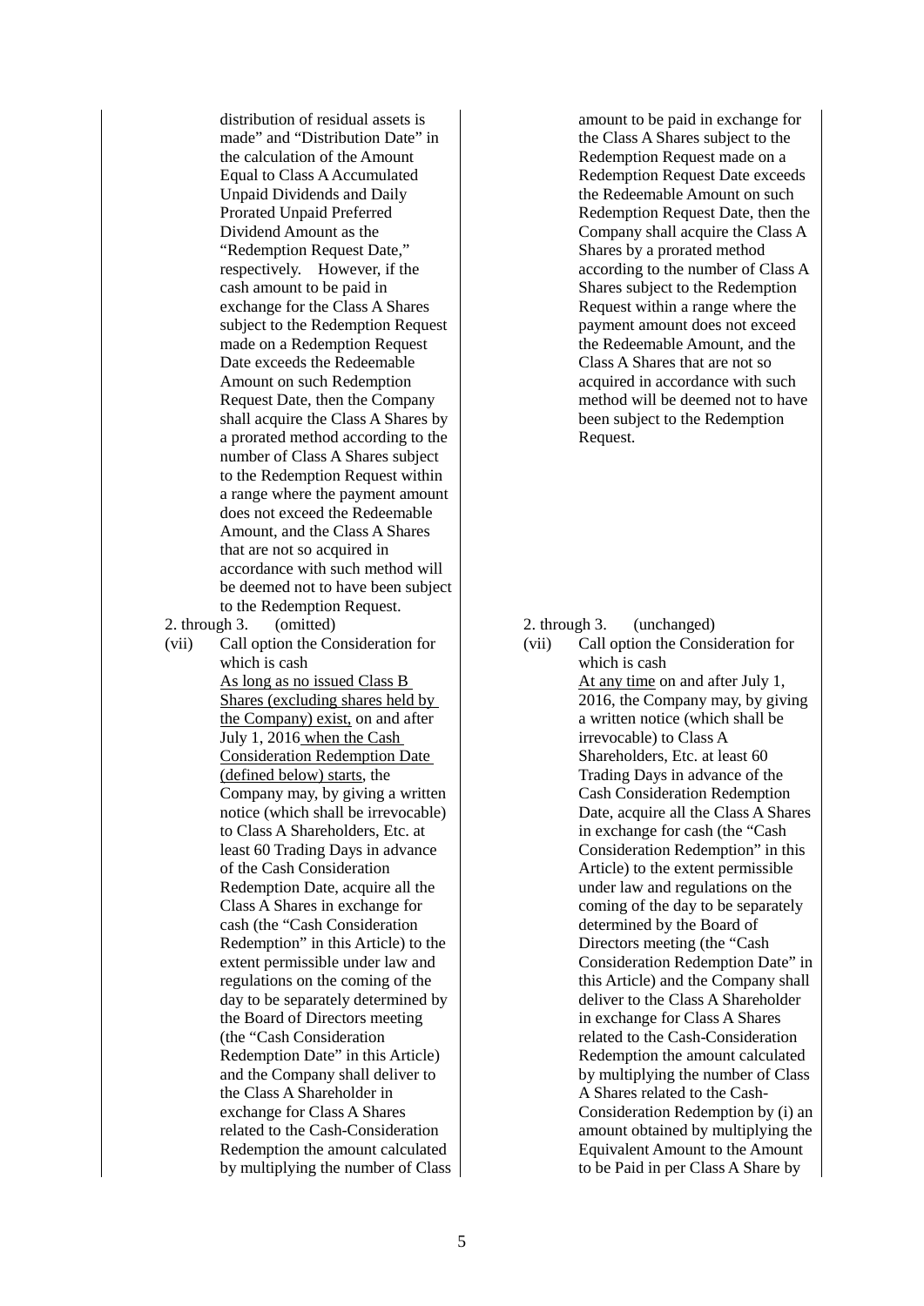| | |
|---|---|
| distribution of residual assets is made" and "Distribution Date" in the calculation of the Amount Equal to Class A Accumulated Unpaid Dividends and Daily Prorated Unpaid Preferred Dividend Amount as the "Redemption Request Date," respectively. However, if the cash amount to be paid in exchange for the Class A Shares subject to the Redemption Request made on a Redemption Request Date exceeds the Redeemable Amount on such Redemption Request Date, then the Company shall acquire the Class A Shares by a prorated method according to the number of Class A Shares subject to the Redemption Request within a range where the payment amount does not exceed the Redeemable Amount, and the Class A Shares that are not so acquired in accordance with such method will be deemed not to have been subject to the Redemption Request. | amount to be paid in exchange for the Class A Shares subject to the Redemption Request made on a Redemption Request Date exceeds the Redeemable Amount on such Redemption Request Date, then the Company shall acquire the Class A Shares by a prorated method according to the number of Class A Shares subject to the Redemption Request within a range where the payment amount does not exceed the Redeemable Amount, and the Class A Shares that are not so acquired in accordance with such method will be deemed not to have been subject to the Redemption Request. |
| 2. through 3. (omitted) | 2. through 3. (unchanged) |
| (vii) Call option the Consideration for which is cash<br>As long as no issued Class B Shares (excluding shares held by the Company) exist, on and after July 1, 2016 when the Cash Consideration Redemption Date (defined below) starts, the Company may, by giving a written notice (which shall be irrevocable) to Class A Shareholders, Etc. at least 60 Trading Days in advance of the Cash Consideration Redemption Date, acquire all the Class A Shares in exchange for cash (the "Cash Consideration Redemption" in this Article) to the extent permissible under law and regulations on the coming of the day to be separately determined by the Board of Directors meeting (the "Cash Consideration Redemption Date" in this Article) and the Company shall deliver to the Class A Shareholder in exchange for Class A Shares related to the Cash-Consideration Redemption the amount calculated by multiplying the number of Class | (vii) Call option the Consideration for which is cash<br>At any time on and after July 1, 2016, the Company may, by giving a written notice (which shall be irrevocable) to Class A Shareholders, Etc. at least 60 Trading Days in advance of the Cash Consideration Redemption Date, acquire all the Class A Shares in exchange for cash (the "Cash Consideration Redemption" in this Article) to the extent permissible under law and regulations on the coming of the day to be separately determined by the Board of Directors meeting (the "Cash Consideration Redemption Date" in this Article) and the Company shall deliver to the Class A Shareholder in exchange for Class A Shares related to the Cash-Consideration Redemption the amount calculated by multiplying the number of Class A Shares related to the Cash-Consideration Redemption by (i) an amount obtained by multiplying the Equivalent Amount to the Amount to be Paid in per Class A Share by |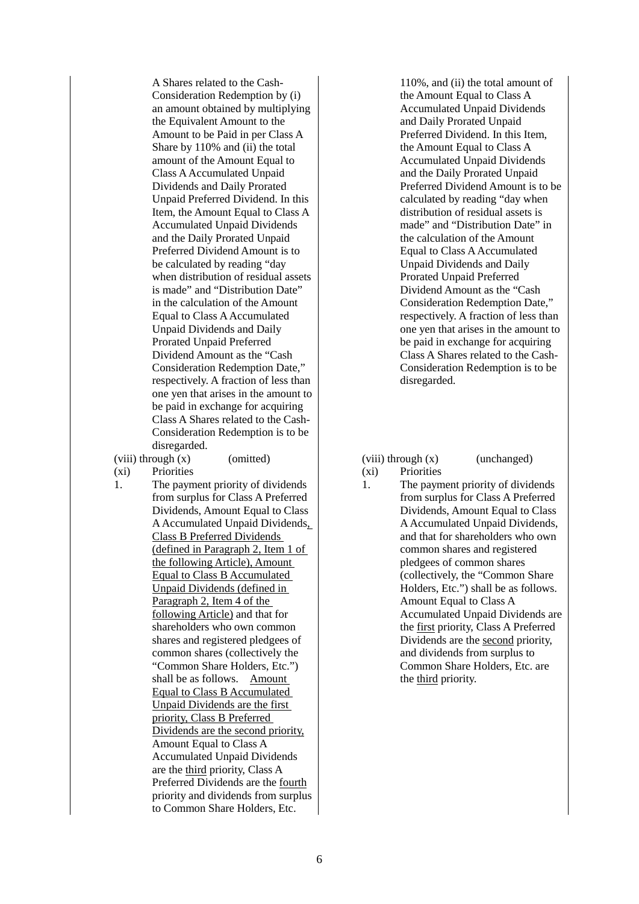| | |
|---|---|
| A Shares related to the Cash-Consideration Redemption by (i) an amount obtained by multiplying the Equivalent Amount to the Amount to be Paid in per Class A Share by 110% and (ii) the total amount of the Amount Equal to Class A Accumulated Unpaid Dividends and Daily Prorated Unpaid Preferred Dividend. In this Item, the Amount Equal to Class A Accumulated Unpaid Dividends and the Daily Prorated Unpaid Preferred Dividend Amount is to be calculated by reading "day when distribution of residual assets is made" and "Distribution Date" in the calculation of the Amount Equal to Class A Accumulated Unpaid Dividends and Daily Prorated Unpaid Preferred Dividend Amount as the "Cash Consideration Redemption Date," respectively. A fraction of less than one yen that arises in the amount to be paid in exchange for acquiring Class A Shares related to the Cash-Consideration Redemption is to be disregarded. | 110%, and (ii) the total amount of the Amount Equal to Class A Accumulated Unpaid Dividends and Daily Prorated Unpaid Preferred Dividend. In this Item, the Amount Equal to Class A Accumulated Unpaid Dividends and the Daily Prorated Unpaid Preferred Dividend Amount is to be calculated by reading "day when distribution of residual assets is made" and "Distribution Date" in the calculation of the Amount Equal to Class A Accumulated Unpaid Dividends and Daily Prorated Unpaid Preferred Dividend Amount as the "Cash Consideration Redemption Date," respectively. A fraction of less than one yen that arises in the amount to be paid in exchange for acquiring Class A Shares related to the Cash-Consideration Redemption is to be disregarded. |
| (viii) through (x) (omitted) | (viii) through (x) (unchanged) |
| (xi) Priorities | (xi) Priorities |
| 1. The payment priority of dividends from surplus for Class A Preferred Dividends, Amount Equal to Class A Accumulated Unpaid Dividends<u>, Class B Preferred Dividends (defined in Paragraph 2, Item 1 of the following Article), Amount Equal to Class B Accumulated Unpaid Dividends (defined in Paragraph 2, Item 4 of the following Article)</u> and that for shareholders who own common shares and registered pledgees of common shares (collectively the "Common Share Holders, Etc.") shall be as follows. <u>Amount Equal to Class B Accumulated Unpaid Dividends are the first priority, Class B Preferred Dividends are the second priority,</u> Amount Equal to Class A Accumulated Unpaid Dividends are the <u>third</u> priority, Class A Preferred Dividends are the <u>fourth</u> priority and dividends from surplus to Common Share Holders, Etc. | 1. The payment priority of dividends from surplus for Class A Preferred Dividends, Amount Equal to Class A Accumulated Unpaid Dividends, and that for shareholders who own common shares and registered pledgees of common shares (collectively, the "Common Share Holders, Etc.") shall be as follows. Amount Equal to Class A Accumulated Unpaid Dividends are the <u>first</u> priority, Class A Preferred Dividends are the <u>second</u> priority, and dividends from surplus to Common Share Holders, Etc. are the <u>third</u> priority. |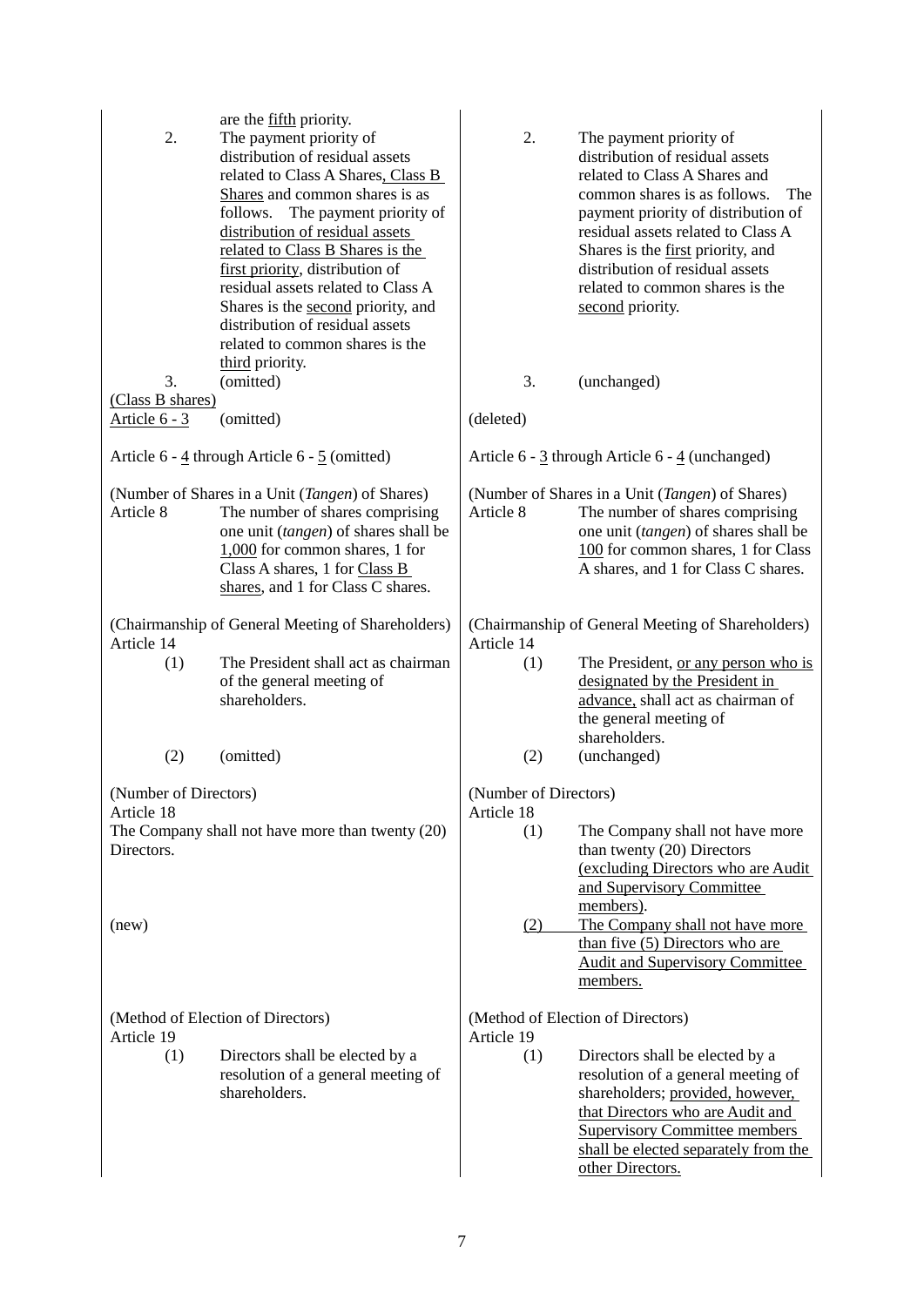| Current Articles of Incorporation | Proposed Amendments |
|---|---|
| are the <u>fifth</u> priority. | |
| 2. The payment priority of distribution of residual assets related to Class A Shares<u>, Class B Shares</u> and common shares is as follows. The payment priority of <u>distribution of residual assets related to Class B Shares is the first priority</u>, distribution of residual assets related to Class A Shares is the <u>second</u> priority, and distribution of residual assets related to common shares is the <u>third</u> priority. | 2. The payment priority of distribution of residual assets related to Class A Shares and common shares is as follows. The payment priority of distribution of residual assets related to Class A Shares is the <u>first</u> priority, and distribution of residual assets related to common shares is the <u>second</u> priority. |
| 3. (omitted) | 3. (unchanged) |
| <u>(Class B shares)</u><br><u>Article 6 - 3</u> (omitted) | (deleted) |
| Article 6 - <u>4</u> through Article 6 - <u>5</u> (omitted) | Article 6 - <u>3</u> through Article 6 - <u>4</u> (unchanged) |
| (Number of Shares in a Unit (*Tangen*) of Shares)<br>Article 8 The number of shares comprising one unit (*tangen*) of shares shall be <u>1,000</u> for common shares, 1 for Class A shares, 1 for <u>Class B shares</u>, and 1 for Class C shares. | (Number of Shares in a Unit (*Tangen*) of Shares)<br>Article 8 The number of shares comprising one unit (*tangen*) of shares shall be <u>100</u> for common shares, 1 for Class A shares, and 1 for Class C shares. |
| (Chairmanship of General Meeting of Shareholders)<br>Article 14<br>(1) The President shall act as chairman of the general meeting of shareholders. | (Chairmanship of General Meeting of Shareholders)<br>Article 14<br>(1) The President, <u>or any person who is designated by the President in advance,</u> shall act as chairman of the general meeting of shareholders. |
| (2) (omitted) | (2) (unchanged) |
| (Number of Directors)<br>Article 18<br>The Company shall not have more than twenty (20) Directors. | (Number of Directors)<br>Article 18<br>(1) The Company shall not have more than twenty (20) Directors <u>(excluding Directors who are Audit and Supervisory Committee members)</u>. |
| (new) | <u>(2) The Company shall not have more than five (5) Directors who are Audit and Supervisory Committee members.</u> |
| (Method of Election of Directors)<br>Article 19<br>(1) Directors shall be elected by a resolution of a general meeting of shareholders. | (Method of Election of Directors)<br>Article 19<br>(1) Directors shall be elected by a resolution of a general meeting of shareholders; <u>provided, however, that Directors who are Audit and Supervisory Committee members shall be elected separately from the other Directors.</u> |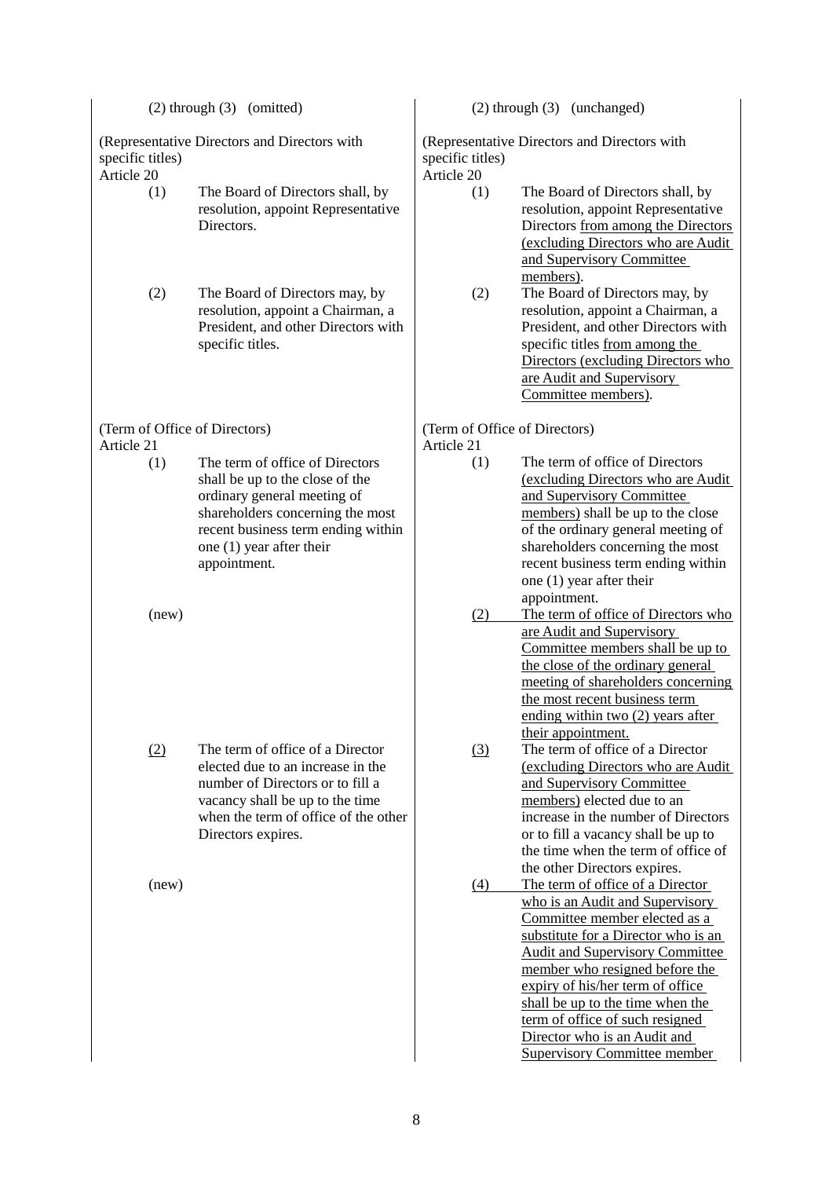| Current Articles of Incorporation | Proposed Amendments |
|---|---|
| (2) through (3) (omitted) | (2) through (3) (unchanged) |
| (Representative Directors and Directors with specific titles)<br>Article 20 | (Representative Directors and Directors with specific titles)<br>Article 20 |
| (1) The Board of Directors shall, by resolution, appoint Representative Directors. | (1) The Board of Directors shall, by resolution, appoint Representative Directors from among the Directors (excluding Directors who are Audit and Supervisory Committee members). |
| (2) The Board of Directors may, by resolution, appoint a Chairman, a President, and other Directors with specific titles. | (2) The Board of Directors may, by resolution, appoint a Chairman, a President, and other Directors with specific titles from among the Directors (excluding Directors who are Audit and Supervisory Committee members). |
| (Term of Office of Directors)<br>Article 21 | (Term of Office of Directors)<br>Article 21 |
| (1) The term of office of Directors shall be up to the close of the ordinary general meeting of shareholders concerning the most recent business term ending within one (1) year after their appointment. | (1) The term of office of Directors (excluding Directors who are Audit and Supervisory Committee members) shall be up to the close of the ordinary general meeting of shareholders concerning the most recent business term ending within one (1) year after their appointment. |
| (new) | (2) The term of office of Directors who are Audit and Supervisory Committee members shall be up to the close of the ordinary general meeting of shareholders concerning the most recent business term ending within two (2) years after their appointment. |
| (2) The term of office of a Director elected due to an increase in the number of Directors or to fill a vacancy shall be up to the time when the term of office of the other Directors expires. | (3) The term of office of a Director (excluding Directors who are Audit and Supervisory Committee members) elected due to an increase in the number of Directors or to fill a vacancy shall be up to the time when the term of office of the other Directors expires. |
| (new) | (4) The term of office of a Director who is an Audit and Supervisory Committee member elected as a substitute for a Director who is an Audit and Supervisory Committee member who resigned before the expiry of his/her term of office shall be up to the time when the term of office of such resigned Director who is an Audit and Supervisory Committee member |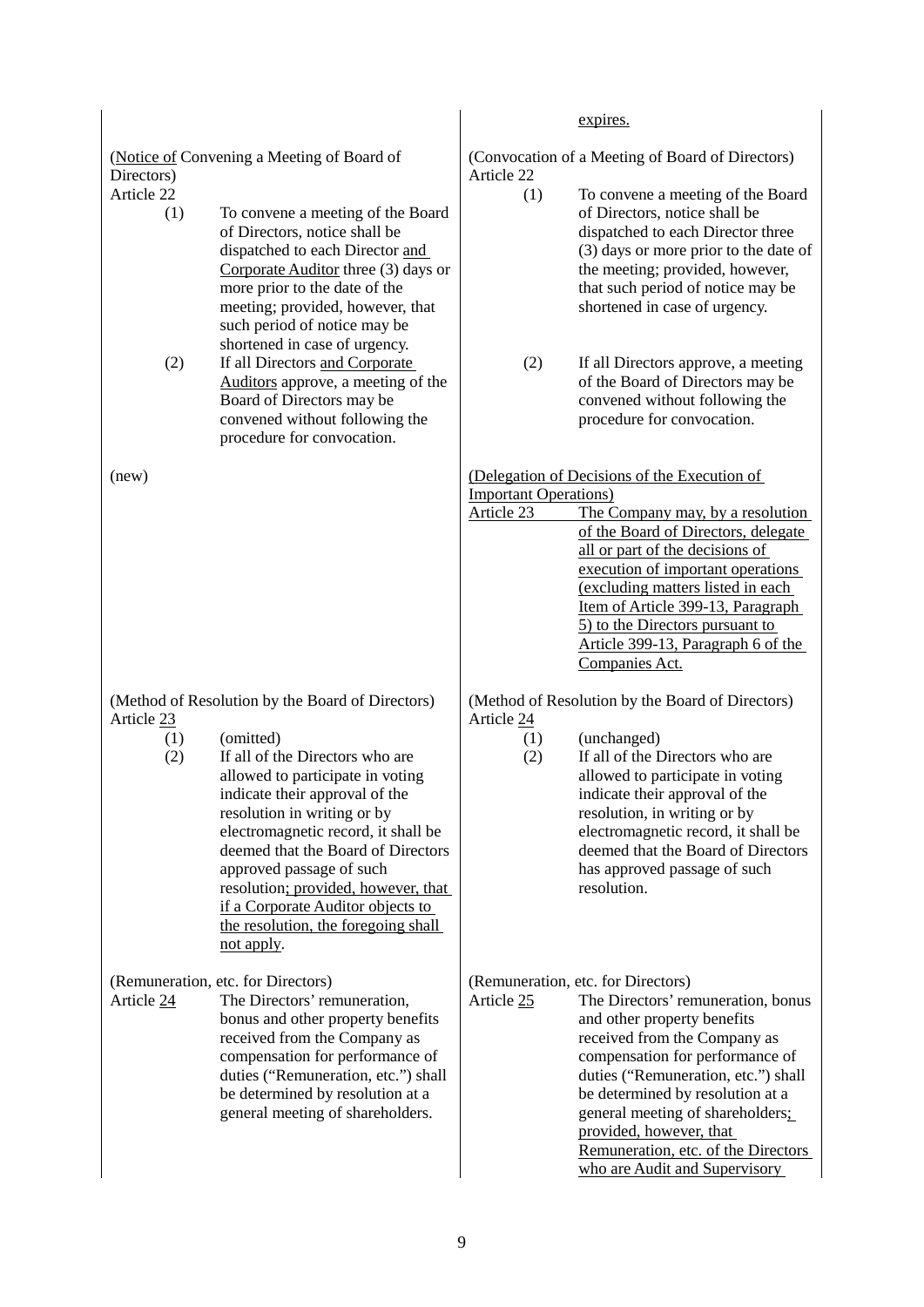| Current Articles of Incorporation | Proposed Amendments |
|---|---|
| | expires. |
| (Notice of Convening a Meeting of Board of Directors)<br>Article 22<br>(1) To convene a meeting of the Board of Directors, notice shall be dispatched to each Director and Corporate Auditor three (3) days or more prior to the date of the meeting; provided, however, that such period of notice may be shortened in case of urgency.<br>(2) If all Directors and Corporate Auditors approve, a meeting of the Board of Directors may be convened without following the procedure for convocation. | (Convocation of a Meeting of Board of Directors)<br>Article 22<br>(1) To convene a meeting of the Board of Directors, notice shall be dispatched to each Director three (3) days or more prior to the date of the meeting; provided, however, that such period of notice may be shortened in case of urgency.<br>(2) If all Directors approve, a meeting of the Board of Directors may be convened without following the procedure for convocation. |
| (new) | (Delegation of Decisions of the Execution of Important Operations)<br>Article 23 The Company may, by a resolution of the Board of Directors, delegate all or part of the decisions of execution of important operations (excluding matters listed in each Item of Article 399-13, Paragraph 5) to the Directors pursuant to Article 399-13, Paragraph 6 of the Companies Act. |
| (Method of Resolution by the Board of Directors)<br>Article 23<br>(1) (omitted)<br>(2) If all of the Directors who are allowed to participate in voting indicate their approval of the resolution in writing or by electromagnetic record, it shall be deemed that the Board of Directors approved passage of such resolution; provided, however, that if a Corporate Auditor objects to the resolution, the foregoing shall not apply. | (Method of Resolution by the Board of Directors)<br>Article 24<br>(1) (unchanged)<br>(2) If all of the Directors who are allowed to participate in voting indicate their approval of the resolution, in writing or by electromagnetic record, it shall be deemed that the Board of Directors has approved passage of such resolution. |
| (Remuneration, etc. for Directors)<br>Article 24 The Directors' remuneration, bonus and other property benefits received from the Company as compensation for performance of duties ("Remuneration, etc.") shall be determined by resolution at a general meeting of shareholders. | (Remuneration, etc. for Directors)<br>Article 25 The Directors' remuneration, bonus and other property benefits received from the Company as compensation for performance of duties ("Remuneration, etc.") shall be determined by resolution at a general meeting of shareholders; provided, however, that Remuneration, etc. of the Directors who are Audit and Supervisory |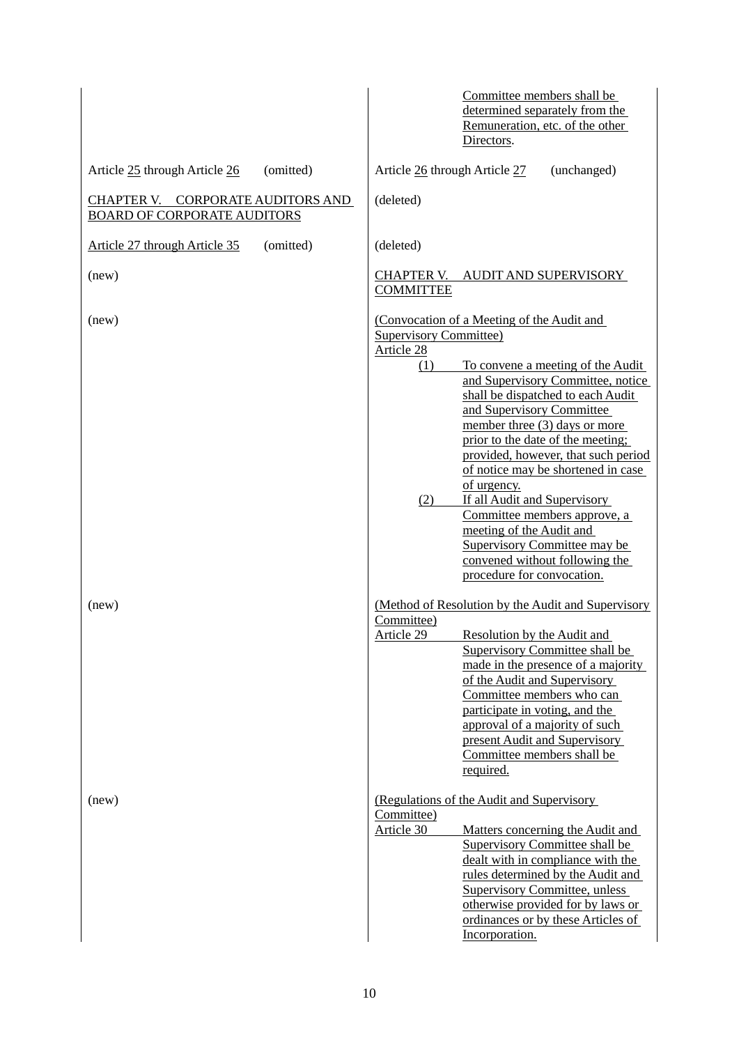| Current Articles of Incorporation | Proposed Amendments |
|---|---|
| | Committee members shall be determined separately from the Remuneration, etc. of the other Directors. |
| Article 25 through Article 26 (omitted) | Article 26 through Article 27 (unchanged) |
| CHAPTER V. CORPORATE AUDITORS AND BOARD OF CORPORATE AUDITORS | (deleted) |
| Article 27 through Article 35 (omitted) | (deleted) |
| (new) | CHAPTER V. AUDIT AND SUPERVISORY COMMITTEE |
| (new) | (Convocation of a Meeting of the Audit and Supervisory Committee)<br>Article 28<br>(1) To convene a meeting of the Audit and Supervisory Committee, notice shall be dispatched to each Audit and Supervisory Committee member three (3) days or more prior to the date of the meeting; provided, however, that such period of notice may be shortened in case of urgency.<br>(2) If all Audit and Supervisory Committee members approve, a meeting of the Audit and Supervisory Committee may be convened without following the procedure for convocation. |
| (new) | (Method of Resolution by the Audit and Supervisory Committee)<br>Article 29 Resolution by the Audit and Supervisory Committee shall be made in the presence of a majority of the Audit and Supervisory Committee members who can participate in voting, and the approval of a majority of such present Audit and Supervisory Committee members shall be required. |
| (new) | (Regulations of the Audit and Supervisory Committee)<br>Article 30 Matters concerning the Audit and Supervisory Committee shall be dealt with in compliance with the rules determined by the Audit and Supervisory Committee, unless otherwise provided for by laws or ordinances or by these Articles of Incorporation. |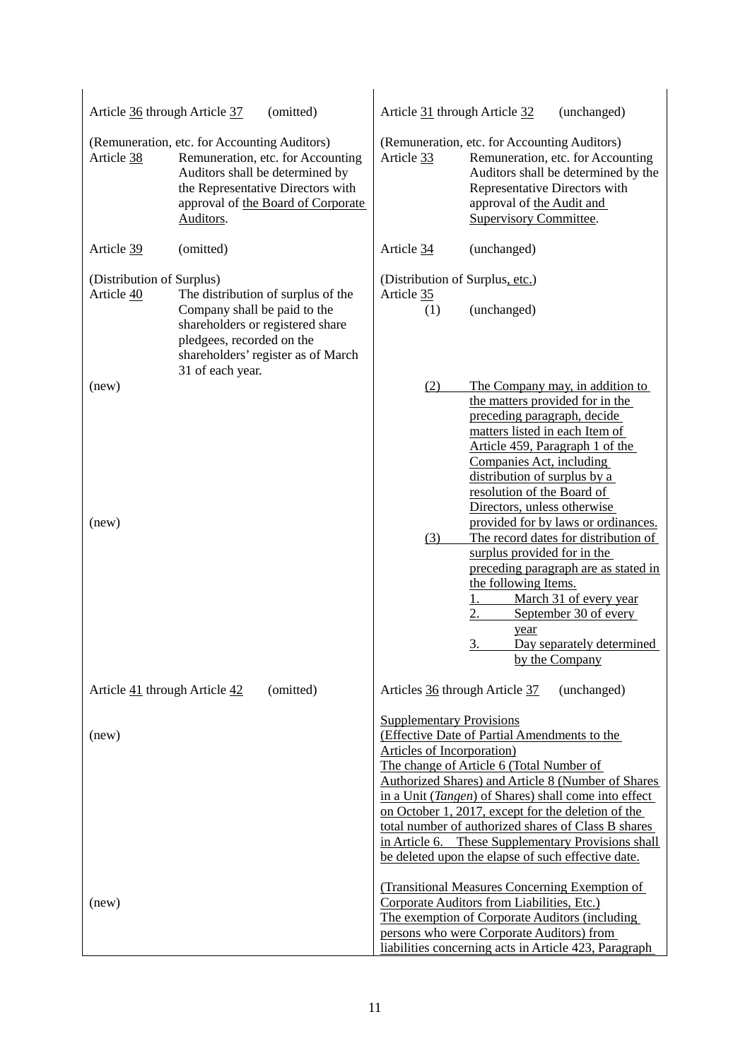| Current | Proposed |
|---|---|
| Article 36 through Article 37 (omitted) | Article 31 through Article 32 (unchanged) |
| (Remuneration, etc. for Accounting Auditors)<br>Article 38 Remuneration, etc. for Accounting Auditors shall be determined by the Representative Directors with approval of the Board of Corporate Auditors. | (Remuneration, etc. for Accounting Auditors)<br>Article 33 Remuneration, etc. for Accounting Auditors shall be determined by the Representative Directors with approval of the Audit and Supervisory Committee. |
| Article 39 (omitted) | Article 34 (unchanged) |
| (Distribution of Surplus)<br>Article 40 The distribution of surplus of the Company shall be paid to the shareholders or registered share pledgees, recorded on the shareholders' register as of March 31 of each year. | (Distribution of Surplus, etc.)<br>Article 35<br>(1) (unchanged) |
| (new) | (2) The Company may, in addition to the matters provided for in the preceding paragraph, decide matters listed in each Item of Article 459, Paragraph 1 of the Companies Act, including distribution of surplus by a resolution of the Board of Directors, unless otherwise provided for by laws or ordinances. |
| (new) | (3) The record dates for distribution of surplus provided for in the preceding paragraph are as stated in the following Items.<br>1. March 31 of every year<br>2. September 30 of every year<br>3. Day separately determined by the Company |
| Article 41 through Article 42 (omitted) | Articles 36 through Article 37 (unchanged) |
| (new) | Supplementary Provisions<br>(Effective Date of Partial Amendments to the Articles of Incorporation)<br>The change of Article 6 (Total Number of Authorized Shares) and Article 8 (Number of Shares in a Unit (*Tangen*) of Shares) shall come into effect on October 1, 2017, except for the deletion of the total number of authorized shares of Class B shares in Article 6. These Supplementary Provisions shall be deleted upon the elapse of such effective date. |
| (new) | (Transitional Measures Concerning Exemption of Corporate Auditors from Liabilities, Etc.)<br>The exemption of Corporate Auditors (including persons who were Corporate Auditors) from liabilities concerning acts in Article 423, Paragraph |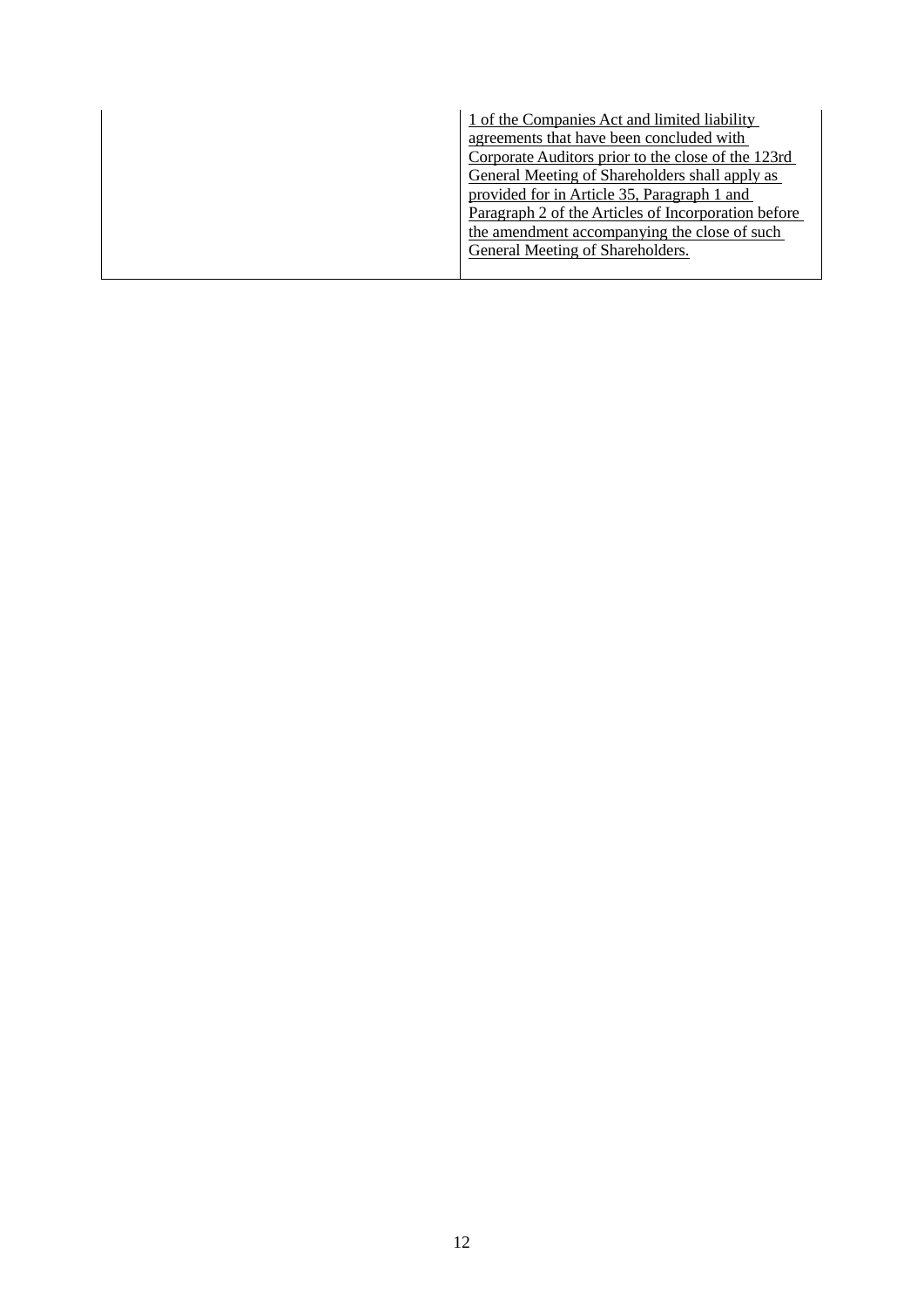| | |
|---|---|
| | 1 of the Companies Act and limited liability agreements that have been concluded with Corporate Auditors prior to the close of the 123rd General Meeting of Shareholders shall apply as provided for in Article 35, Paragraph 1 and Paragraph 2 of the Articles of Incorporation before the amendment accompanying the close of such General Meeting of Shareholders. |